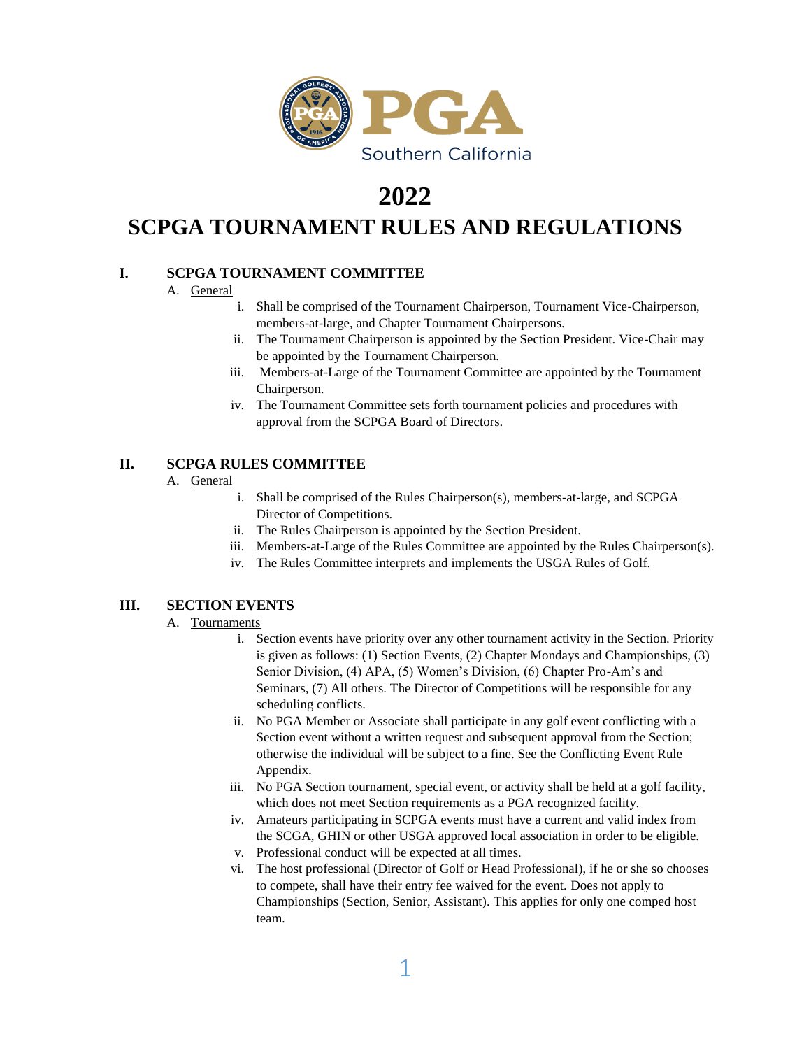# 2022

# SCPGA TOURNAMENT RULES AND REGULATIONS

## I. SCPGA TOURNAMENT COMMITTEE

A. General

i. Shall be comprised of the Tournament Chairperson, Tournament Vice-Chairperson, members-at-large, and Chapter Tournament Chairpersons.

ii. The Tournament Chairperson is appointed by the Section President. Vice-Chair may be appointed by the Tournament Chairperson.

iii. Members-at-Large of the Tournament Committee are appointed by the Tournament Chairperson.

iv. The Tournament Committee sets forth tournament policies and procedures with approval from the SCPGA Board of Directors.

## II. SCPGA RULES COMMITTEE

A. General

i. Shall be comprised of the Rules Chairperson(s), members-at-large, and SCPGA Director of Competitions.

ii. The Rules Chairperson is appointed by the Section President.

iii. Members-at-Large of the Rules Committee are appointed by the Rules Chairperson(s).

iv. The Rules Committee interprets and implements the USGA Rules of Golf.

## III. SECTION EVENTS

A. Tournaments

i. Section events have priority over any other tournament activity in the Section. Priority is given as follows: (1) Section Events, (2) Chapter Mondays and Championships, (3) Senior Division, (4) APA, (5) Women's Division, (6) Chapter Pro-Am's and Seminars, (7) All others. The Director of Competitions will be responsible for any scheduling conflicts.

ii. No PGA Member or Associate shall participate in any golf event conflicting with a Section event without a written request and subsequent approval from the Section; otherwise the individual will be subject to a fine. See the Conflicting Event Rule Appendix.

iii. No PGA Section tournament, special event, or activity shall be held at a golf facility, which does not meet Section requirements as a PGA recognized facility.

iv. Amateurs participating in SCPGA events must have a current and valid index from the SCGA, GHIN or other USGA approved local association in order to be eligible.

v. Professional conduct will be expected at all times.

vi. The host professional (Director of Golf or Head Professional), if he or she so chooses to compete, shall have their entry fee waived for the event. Does not apply to Championships (Section, Senior, Assistant). This applies for only one comped host team.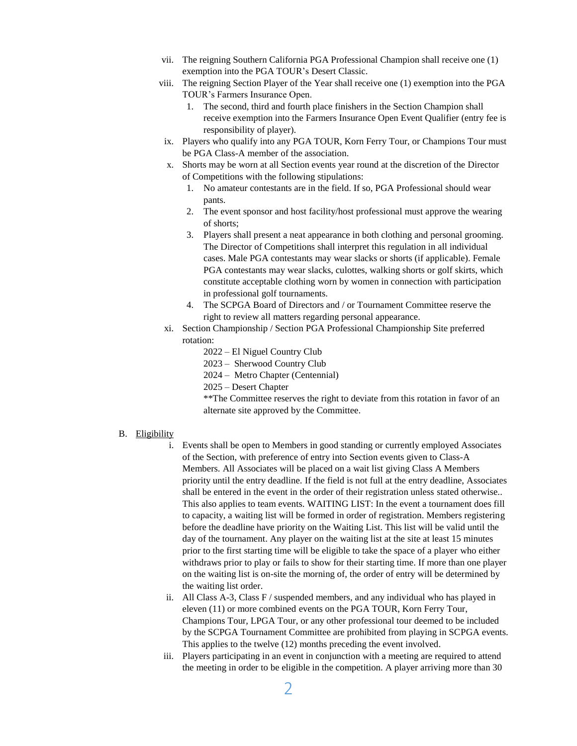vii. The reigning Southern California PGA Professional Champion shall receive one (1) exemption into the PGA TOUR's Desert Classic.

viii. The reigning Section Player of the Year shall receive one (1) exemption into the PGA TOUR's Farmers Insurance Open.

   1. The second, third and fourth place finishers in the Section Champion shall receive exemption into the Farmers Insurance Open Event Qualifier (entry fee is responsibility of player).

ix. Players who qualify into any PGA TOUR, Korn Ferry Tour, or Champions Tour must be PGA Class-A member of the association.

x. Shorts may be worn at all Section events year round at the discretion of the Director of Competitions with the following stipulations:

   1. No amateur contestants are in the field. If so, PGA Professional should wear pants.
   2. The event sponsor and host facility/host professional must approve the wearing of shorts;
   3. Players shall present a neat appearance in both clothing and personal grooming. The Director of Competitions shall interpret this regulation in all individual cases. Male PGA contestants may wear slacks or shorts (if applicable). Female PGA contestants may wear slacks, culottes, walking shorts or golf skirts, which constitute acceptable clothing worn by women in connection with participation in professional golf tournaments.
   4. The SCPGA Board of Directors and / or Tournament Committee reserve the right to review all matters regarding personal appearance.

xi. Section Championship / Section PGA Professional Championship Site preferred rotation:

   2022 – El Niguel Country Club
   2023 – Sherwood Country Club
   2024 – Metro Chapter (Centennial)
   2025 – Desert Chapter
   **The Committee reserves the right to deviate from this rotation in favor of an alternate site approved by the Committee.

B. Eligibility

   i. Events shall be open to Members in good standing or currently employed Associates of the Section, with preference of entry into Section events given to Class-A Members. All Associates will be placed on a wait list giving Class A Members priority until the entry deadline. If the field is not full at the entry deadline, Associates shall be entered in the event in the order of their registration unless stated otherwise.. This also applies to team events. WAITING LIST: In the event a tournament does fill to capacity, a waiting list will be formed in order of registration. Members registering before the deadline have priority on the Waiting List. This list will be valid until the day of the tournament. Any player on the waiting list at the site at least 15 minutes prior to the first starting time will be eligible to take the space of a player who either withdraws prior to play or fails to show for their starting time. If more than one player on the waiting list is on-site the morning of, the order of entry will be determined by the waiting list order.

   ii. All Class A-3, Class F / suspended members, and any individual who has played in eleven (11) or more combined events on the PGA TOUR, Korn Ferry Tour, Champions Tour, LPGA Tour, or any other professional tour deemed to be included by the SCPGA Tournament Committee are prohibited from playing in SCPGA events. This applies to the twelve (12) months preceding the event involved.

   iii. Players participating in an event in conjunction with a meeting are required to attend the meeting in order to be eligible in the competition. A player arriving more than 30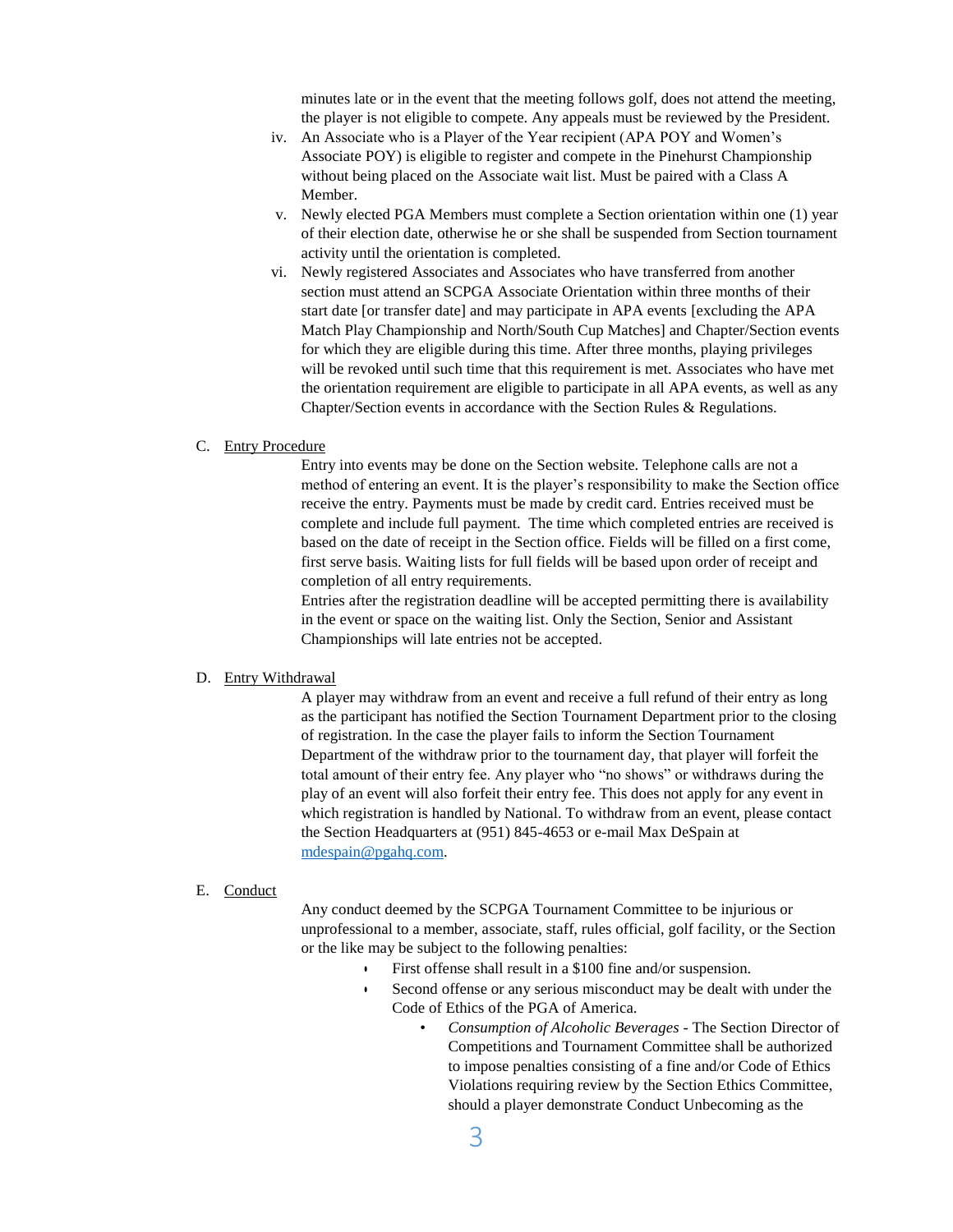minutes late or in the event that the meeting follows golf, does not attend the meeting, the player is not eligible to compete. Any appeals must be reviewed by the President.

iv. An Associate who is a Player of the Year recipient (APA POY and Women's Associate POY) is eligible to register and compete in the Pinehurst Championship without being placed on the Associate wait list. Must be paired with a Class A Member.

v. Newly elected PGA Members must complete a Section orientation within one (1) year of their election date, otherwise he or she shall be suspended from Section tournament activity until the orientation is completed.

vi. Newly registered Associates and Associates who have transferred from another section must attend an SCPGA Associate Orientation within three months of their start date [or transfer date] and may participate in APA events [excluding the APA Match Play Championship and North/South Cup Matches] and Chapter/Section events for which they are eligible during this time. After three months, playing privileges will be revoked until such time that this requirement is met. Associates who have met the orientation requirement are eligible to participate in all APA events, as well as any Chapter/Section events in accordance with the Section Rules & Regulations.

C. Entry Procedure

Entry into events may be done on the Section website. Telephone calls are not a method of entering an event. It is the player's responsibility to make the Section office receive the entry. Payments must be made by credit card. Entries received must be complete and include full payment. The time which completed entries are received is based on the date of receipt in the Section office. Fields will be filled on a first come, first serve basis. Waiting lists for full fields will be based upon order of receipt and completion of all entry requirements.

Entries after the registration deadline will be accepted permitting there is availability in the event or space on the waiting list. Only the Section, Senior and Assistant Championships will late entries not be accepted.

D. Entry Withdrawal

A player may withdraw from an event and receive a full refund of their entry as long as the participant has notified the Section Tournament Department prior to the closing of registration. In the case the player fails to inform the Section Tournament Department of the withdraw prior to the tournament day, that player will forfeit the total amount of their entry fee. Any player who "no shows" or withdraws during the play of an event will also forfeit their entry fee. This does not apply for any event in which registration is handled by National. To withdraw from an event, please contact the Section Headquarters at (951) 845-4653 or e-mail Max DeSpain at mdespain@pgahq.com.

E. Conduct

Any conduct deemed by the SCPGA Tournament Committee to be injurious or unprofessional to a member, associate, staff, rules official, golf facility, or the Section or the like may be subject to the following penalties:

- First offense shall result in a $100 fine and/or suspension.
- Second offense or any serious misconduct may be dealt with under the Code of Ethics of the PGA of America.
  - *Consumption of Alcoholic Beverages* - The Section Director of Competitions and Tournament Committee shall be authorized to impose penalties consisting of a fine and/or Code of Ethics Violations requiring review by the Section Ethics Committee, should a player demonstrate Conduct Unbecoming as the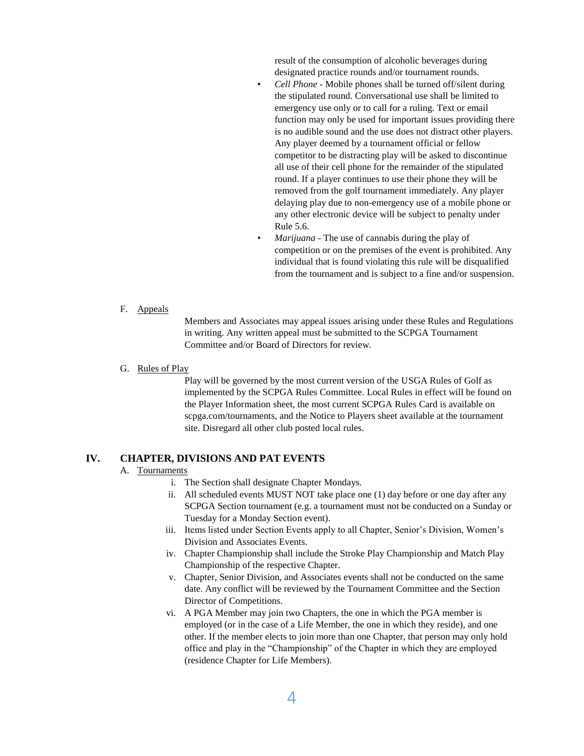result of the consumption of alcoholic beverages during designated practice rounds and/or tournament rounds.

- *Cell Phone* - Mobile phones shall be turned off/silent during the stipulated round. Conversational use shall be limited to emergency use only or to call for a ruling. Text or email function may only be used for important issues providing there is no audible sound and the use does not distract other players. Any player deemed by a tournament official or fellow competitor to be distracting play will be asked to discontinue all use of their cell phone for the remainder of the stipulated round. If a player continues to use their phone they will be removed from the golf tournament immediately. Any player delaying play due to non-emergency use of a mobile phone or any other electronic device will be subject to penalty under Rule 5.6.
- *Marijuana* - The use of cannabis during the play of competition or on the premises of the event is prohibited. Any individual that is found violating this rule will be disqualified from the tournament and is subject to a fine and/or suspension.

F. Appeals

Members and Associates may appeal issues arising under these Rules and Regulations in writing. Any written appeal must be submitted to the SCPGA Tournament Committee and/or Board of Directors for review.

G. Rules of Play

Play will be governed by the most current version of the USGA Rules of Golf as implemented by the SCPGA Rules Committee. Local Rules in effect will be found on the Player Information sheet, the most current SCPGA Rules Card is available on scpga.com/tournaments, and the Notice to Players sheet available at the tournament site. Disregard all other club posted local rules.

## IV. CHAPTER, DIVISIONS AND PAT EVENTS

A. Tournaments

i. The Section shall designate Chapter Mondays.

ii. All scheduled events MUST NOT take place one (1) day before or one day after any SCPGA Section tournament (e.g. a tournament must not be conducted on a Sunday or Tuesday for a Monday Section event).

iii. Items listed under Section Events apply to all Chapter, Senior's Division, Women's Division and Associates Events.

iv. Chapter Championship shall include the Stroke Play Championship and Match Play Championship of the respective Chapter.

v. Chapter, Senior Division, and Associates events shall not be conducted on the same date. Any conflict will be reviewed by the Tournament Committee and the Section Director of Competitions.

vi. A PGA Member may join two Chapters, the one in which the PGA member is employed (or in the case of a Life Member, the one in which they reside), and one other. If the member elects to join more than one Chapter, that person may only hold office and play in the "Championship" of the Chapter in which they are employed (residence Chapter for Life Members).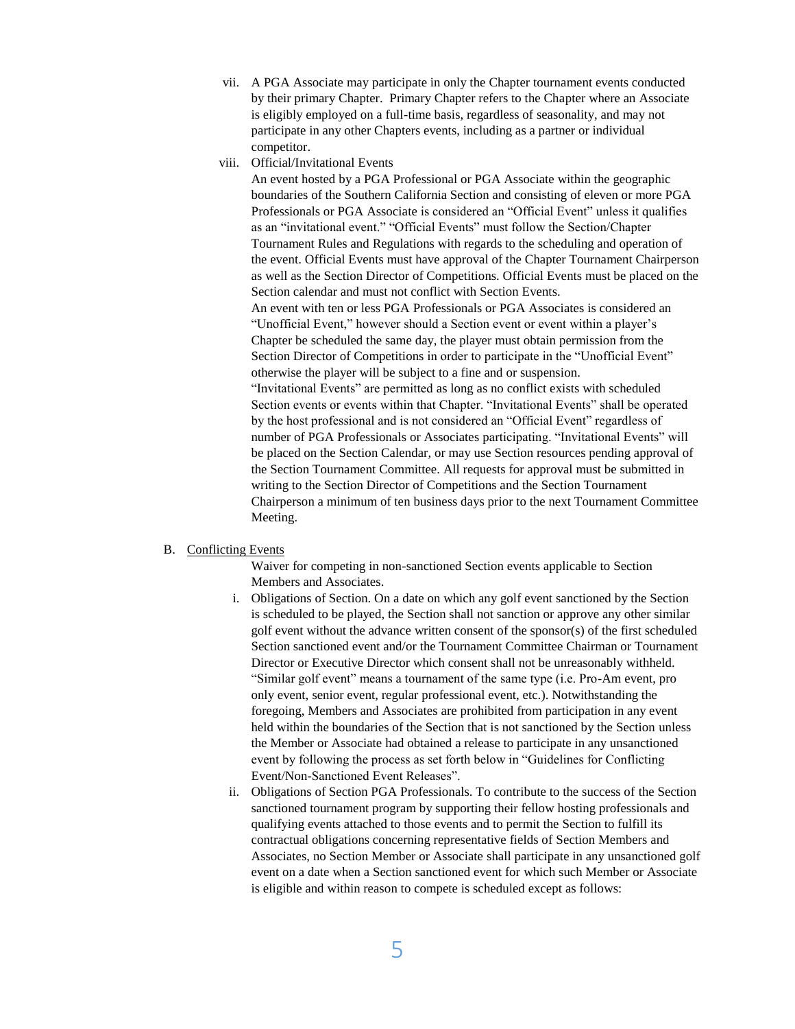vii. A PGA Associate may participate in only the Chapter tournament events conducted by their primary Chapter. Primary Chapter refers to the Chapter where an Associate is eligibly employed on a full-time basis, regardless of seasonality, and may not participate in any other Chapters events, including as a partner or individual competitor.

viii. Official/Invitational Events

An event hosted by a PGA Professional or PGA Associate within the geographic boundaries of the Southern California Section and consisting of eleven or more PGA Professionals or PGA Associate is considered an "Official Event" unless it qualifies as an "invitational event." "Official Events" must follow the Section/Chapter Tournament Rules and Regulations with regards to the scheduling and operation of the event. Official Events must have approval of the Chapter Tournament Chairperson as well as the Section Director of Competitions. Official Events must be placed on the Section calendar and must not conflict with Section Events.

An event with ten or less PGA Professionals or PGA Associates is considered an "Unofficial Event," however should a Section event or event within a player's Chapter be scheduled the same day, the player must obtain permission from the Section Director of Competitions in order to participate in the "Unofficial Event" otherwise the player will be subject to a fine and or suspension.

"Invitational Events" are permitted as long as no conflict exists with scheduled Section events or events within that Chapter. "Invitational Events" shall be operated by the host professional and is not considered an "Official Event" regardless of number of PGA Professionals or Associates participating. "Invitational Events" will be placed on the Section Calendar, or may use Section resources pending approval of the Section Tournament Committee. All requests for approval must be submitted in writing to the Section Director of Competitions and the Section Tournament Chairperson a minimum of ten business days prior to the next Tournament Committee Meeting.

B. <u>Conflicting Events</u>

Waiver for competing in non-sanctioned Section events applicable to Section Members and Associates.

i. Obligations of Section. On a date on which any golf event sanctioned by the Section is scheduled to be played, the Section shall not sanction or approve any other similar golf event without the advance written consent of the sponsor(s) of the first scheduled Section sanctioned event and/or the Tournament Committee Chairman or Tournament Director or Executive Director which consent shall not be unreasonably withheld. "Similar golf event" means a tournament of the same type (i.e. Pro-Am event, pro only event, senior event, regular professional event, etc.). Notwithstanding the foregoing, Members and Associates are prohibited from participation in any event held within the boundaries of the Section that is not sanctioned by the Section unless the Member or Associate had obtained a release to participate in any unsanctioned event by following the process as set forth below in "Guidelines for Conflicting Event/Non-Sanctioned Event Releases".

ii. Obligations of Section PGA Professionals. To contribute to the success of the Section sanctioned tournament program by supporting their fellow hosting professionals and qualifying events attached to those events and to permit the Section to fulfill its contractual obligations concerning representative fields of Section Members and Associates, no Section Member or Associate shall participate in any unsanctioned golf event on a date when a Section sanctioned event for which such Member or Associate is eligible and within reason to compete is scheduled except as follows: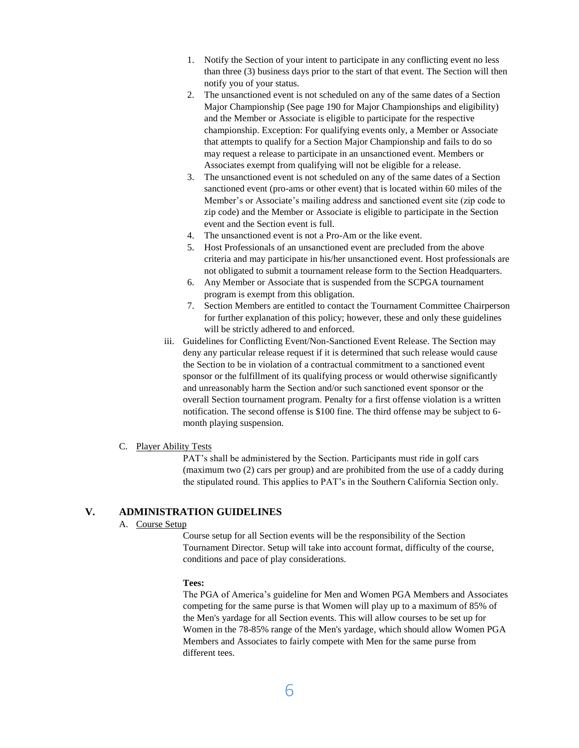1. Notify the Section of your intent to participate in any conflicting event no less than three (3) business days prior to the start of that event. The Section will then notify you of your status.
2. The unsanctioned event is not scheduled on any of the same dates of a Section Major Championship (See page 190 for Major Championships and eligibility) and the Member or Associate is eligible to participate for the respective championship. Exception: For qualifying events only, a Member or Associate that attempts to qualify for a Section Major Championship and fails to do so may request a release to participate in an unsanctioned event. Members or Associates exempt from qualifying will not be eligible for a release.
3. The unsanctioned event is not scheduled on any of the same dates of a Section sanctioned event (pro-ams or other event) that is located within 60 miles of the Member's or Associate's mailing address and sanctioned event site (zip code to zip code) and the Member or Associate is eligible to participate in the Section event and the Section event is full.
4. The unsanctioned event is not a Pro-Am or the like event.
5. Host Professionals of an unsanctioned event are precluded from the above criteria and may participate in his/her unsanctioned event. Host professionals are not obligated to submit a tournament release form to the Section Headquarters.
6. Any Member or Associate that is suspended from the SCPGA tournament program is exempt from this obligation.
7. Section Members are entitled to contact the Tournament Committee Chairperson for further explanation of this policy; however, these and only these guidelines will be strictly adhered to and enforced.

iii. Guidelines for Conflicting Event/Non-Sanctioned Event Release. The Section may deny any particular release request if it is determined that such release would cause the Section to be in violation of a contractual commitment to a sanctioned event sponsor or the fulfillment of its qualifying process or would otherwise significantly and unreasonably harm the Section and/or such sanctioned event sponsor or the overall Section tournament program. Penalty for a first offense violation is a written notification. The second offense is $100 fine. The third offense may be subject to 6-month playing suspension.

C. Player Ability Tests

PAT's shall be administered by the Section. Participants must ride in golf cars (maximum two (2) cars per group) and are prohibited from the use of a caddy during the stipulated round. This applies to PAT's in the Southern California Section only.

## V. ADMINISTRATION GUIDELINES

A. Course Setup

Course setup for all Section events will be the responsibility of the Section Tournament Director. Setup will take into account format, difficulty of the course, conditions and pace of play considerations.

**Tees:**

The PGA of America's guideline for Men and Women PGA Members and Associates competing for the same purse is that Women will play up to a maximum of 85% of the Men's yardage for all Section events. This will allow courses to be set up for Women in the 78-85% range of the Men's yardage, which should allow Women PGA Members and Associates to fairly compete with Men for the same purse from different tees.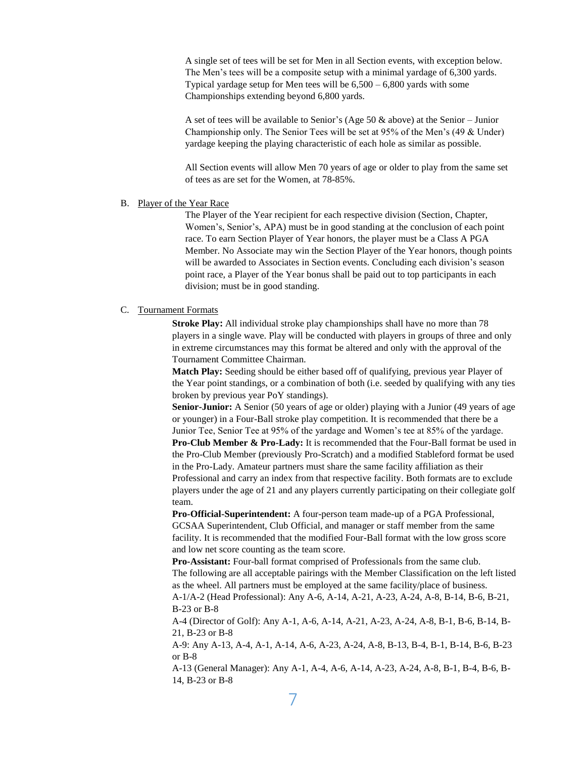A single set of tees will be set for Men in all Section events, with exception below. The Men's tees will be a composite setup with a minimal yardage of 6,300 yards. Typical yardage setup for Men tees will be 6,500 – 6,800 yards with some Championships extending beyond 6,800 yards.

A set of tees will be available to Senior's (Age 50 & above) at the Senior – Junior Championship only. The Senior Tees will be set at 95% of the Men's (49 & Under) yardage keeping the playing characteristic of each hole as similar as possible.

All Section events will allow Men 70 years of age or older to play from the same set of tees as are set for the Women, at 78-85%.

B. Player of the Year Race

The Player of the Year recipient for each respective division (Section, Chapter, Women's, Senior's, APA) must be in good standing at the conclusion of each point race. To earn Section Player of Year honors, the player must be a Class A PGA Member. No Associate may win the Section Player of the Year honors, though points will be awarded to Associates in Section events. Concluding each division's season point race, a Player of the Year bonus shall be paid out to top participants in each division; must be in good standing.

C. Tournament Formats

**Stroke Play:** All individual stroke play championships shall have no more than 78 players in a single wave. Play will be conducted with players in groups of three and only in extreme circumstances may this format be altered and only with the approval of the Tournament Committee Chairman.

**Match Play:** Seeding should be either based off of qualifying, previous year Player of the Year point standings, or a combination of both (i.e. seeded by qualifying with any ties broken by previous year PoY standings).

**Senior-Junior:** A Senior (50 years of age or older) playing with a Junior (49 years of age or younger) in a Four-Ball stroke play competition. It is recommended that there be a Junior Tee, Senior Tee at 95% of the yardage and Women's tee at 85% of the yardage.

**Pro-Club Member & Pro-Lady:** It is recommended that the Four-Ball format be used in the Pro-Club Member (previously Pro-Scratch) and a modified Stableford format be used in the Pro-Lady. Amateur partners must share the same facility affiliation as their Professional and carry an index from that respective facility. Both formats are to exclude players under the age of 21 and any players currently participating on their collegiate golf team.

**Pro-Official-Superintendent:** A four-person team made-up of a PGA Professional, GCSAA Superintendent, Club Official, and manager or staff member from the same facility. It is recommended that the modified Four-Ball format with the low gross score and low net score counting as the team score.

**Pro-Assistant:** Four-ball format comprised of Professionals from the same club. The following are all acceptable pairings with the Member Classification on the left listed as the wheel. All partners must be employed at the same facility/place of business.

A-1/A-2 (Head Professional): Any A-6, A-14, A-21, A-23, A-24, A-8, B-14, B-6, B-21, B-23 or B-8

A-4 (Director of Golf): Any A-1, A-6, A-14, A-21, A-23, A-24, A-8, B-1, B-6, B-14, B-21, B-23 or B-8

A-9: Any A-13, A-4, A-1, A-14, A-6, A-23, A-24, A-8, B-13, B-4, B-1, B-14, B-6, B-23 or B-8

A-13 (General Manager): Any A-1, A-4, A-6, A-14, A-23, A-24, A-8, B-1, B-4, B-6, B-14, B-23 or B-8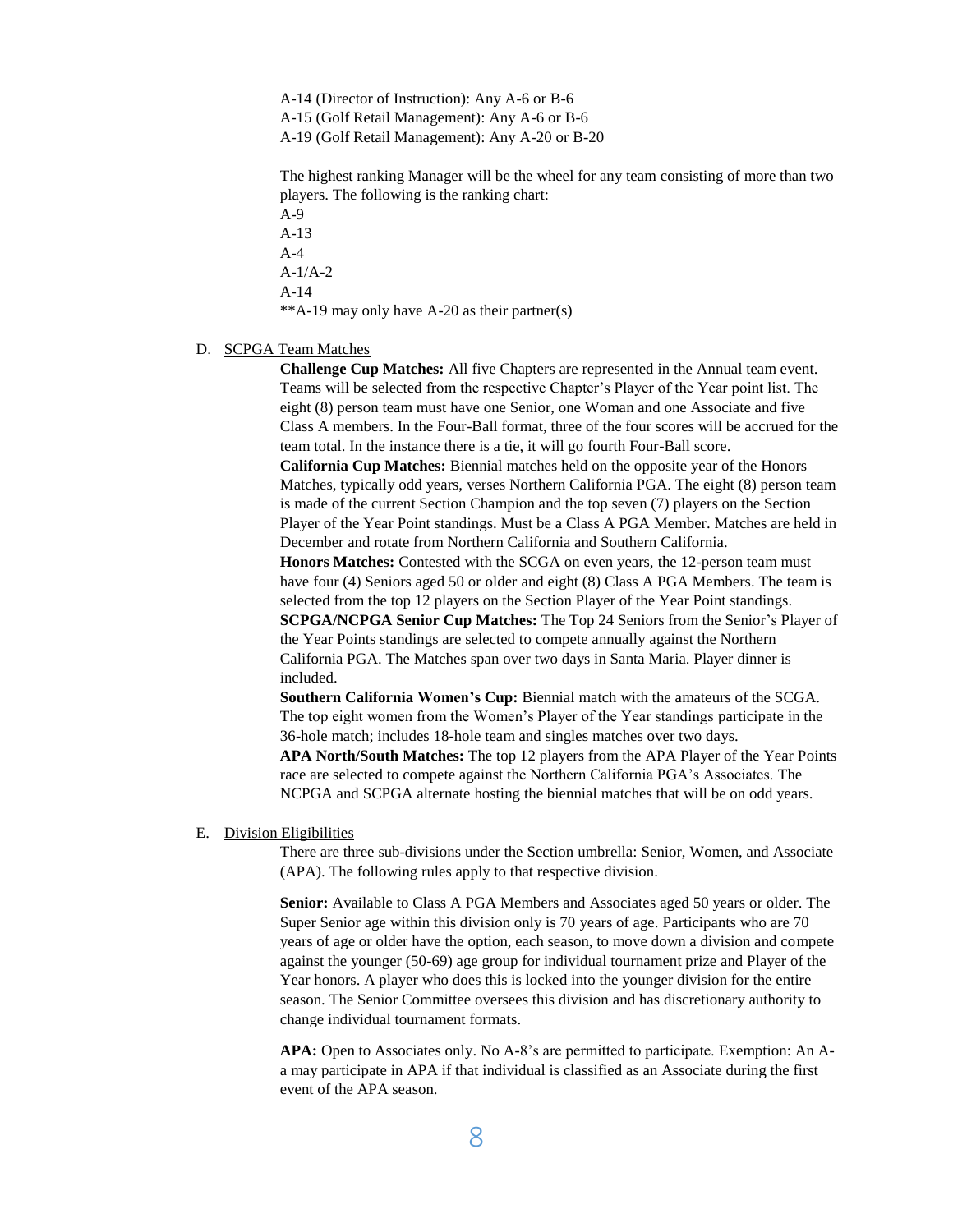A-14 (Director of Instruction): Any A-6 or B-6
A-15 (Golf Retail Management): Any A-6 or B-6
A-19 (Golf Retail Management): Any A-20 or B-20

The highest ranking Manager will be the wheel for any team consisting of more than two players. The following is the ranking chart:
A-9
A-13
A-4
A-1/A-2
A-14
**A-19 may only have A-20 as their partner(s)

D. <u>SCPGA Team Matches</u>

**Challenge Cup Matches:** All five Chapters are represented in the Annual team event. Teams will be selected from the respective Chapter's Player of the Year point list. The eight (8) person team must have one Senior, one Woman and one Associate and five Class A members. In the Four-Ball format, three of the four scores will be accrued for the team total. In the instance there is a tie, it will go fourth Four-Ball score.
**California Cup Matches:** Biennial matches held on the opposite year of the Honors Matches, typically odd years, verses Northern California PGA. The eight (8) person team is made of the current Section Champion and the top seven (7) players on the Section Player of the Year Point standings. Must be a Class A PGA Member. Matches are held in December and rotate from Northern California and Southern California.
**Honors Matches:** Contested with the SCGA on even years, the 12-person team must have four (4) Seniors aged 50 or older and eight (8) Class A PGA Members. The team is selected from the top 12 players on the Section Player of the Year Point standings.
**SCPGA/NCPGA Senior Cup Matches:** The Top 24 Seniors from the Senior's Player of the Year Points standings are selected to compete annually against the Northern California PGA. The Matches span over two days in Santa Maria. Player dinner is included.
**Southern California Women's Cup:** Biennial match with the amateurs of the SCGA. The top eight women from the Women's Player of the Year standings participate in the 36-hole match; includes 18-hole team and singles matches over two days.
**APA North/South Matches:** The top 12 players from the APA Player of the Year Points race are selected to compete against the Northern California PGA's Associates. The NCPGA and SCPGA alternate hosting the biennial matches that will be on odd years.

E. <u>Division Eligibilities</u>

There are three sub-divisions under the Section umbrella: Senior, Women, and Associate (APA). The following rules apply to that respective division.

**Senior:** Available to Class A PGA Members and Associates aged 50 years or older. The Super Senior age within this division only is 70 years of age. Participants who are 70 years of age or older have the option, each season, to move down a division and compete against the younger (50-69) age group for individual tournament prize and Player of the Year honors. A player who does this is locked into the younger division for the entire season. The Senior Committee oversees this division and has discretionary authority to change individual tournament formats.

**APA:** Open to Associates only. No A-8's are permitted to participate. Exemption: An A-a may participate in APA if that individual is classified as an Associate during the first event of the APA season.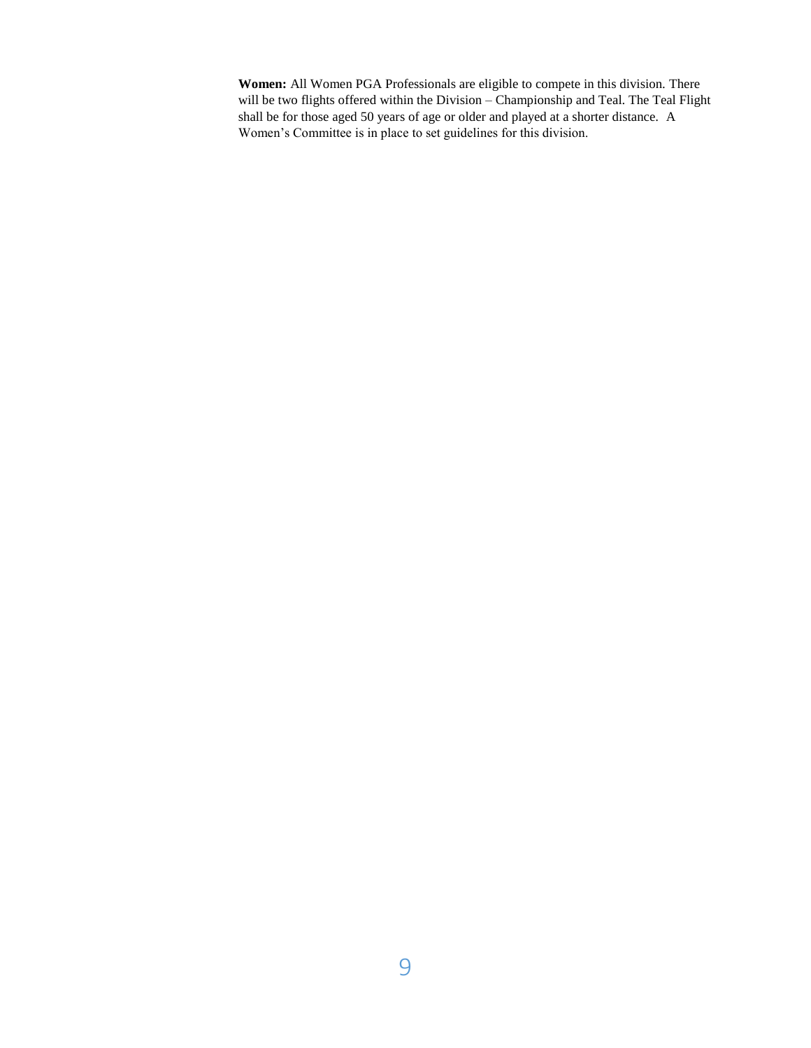**Women:** All Women PGA Professionals are eligible to compete in this division. There will be two flights offered within the Division – Championship and Teal. The Teal Flight shall be for those aged 50 years of age or older and played at a shorter distance. A Women's Committee is in place to set guidelines for this division.